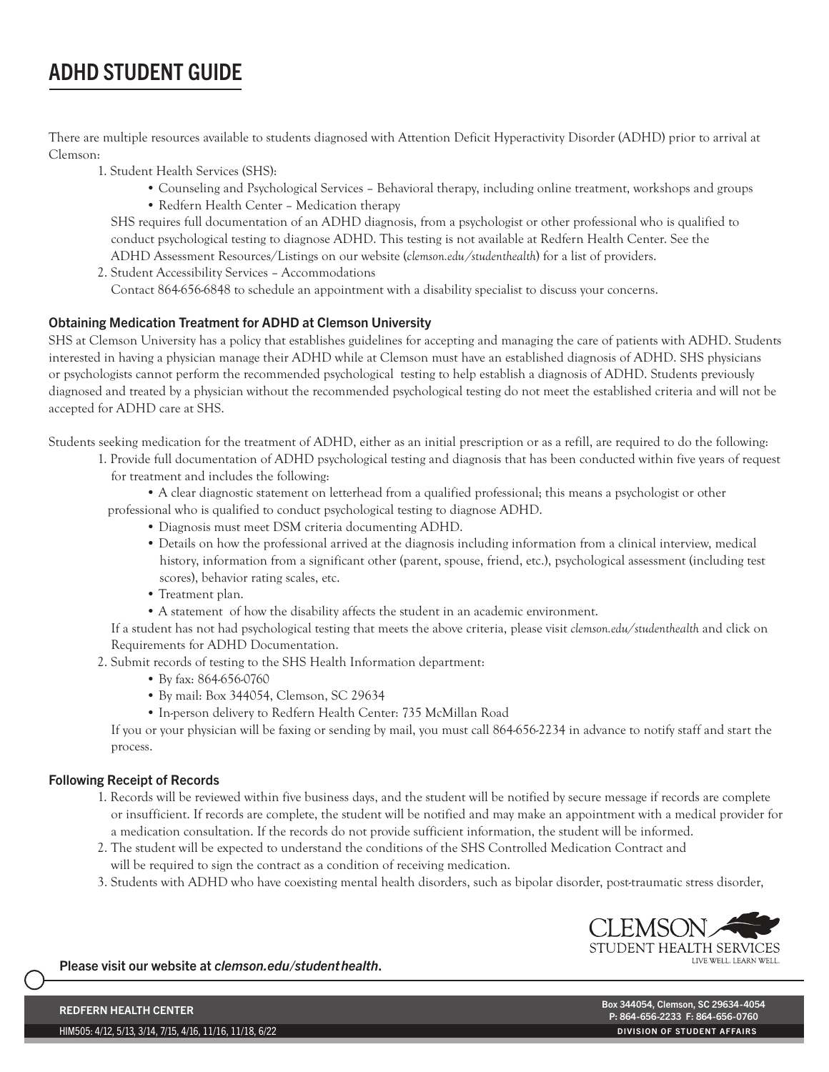# ADHD STUDENT GUIDE

There are multiple resources available to students diagnosed with Attention Deficit Hyperactivity Disorder (ADHD) prior to arrival at Clemson:

1. Student Health Services (SHS):
   - Counseling and Psychological Services – Behavioral therapy, including online treatment, workshops and groups
   - Redfern Health Center – Medication therapy

   SHS requires full documentation of an ADHD diagnosis, from a psychologist or other professional who is qualified to conduct psychological testing to diagnose ADHD. This testing is not available at Redfern Health Center. See the ADHD Assessment Resources/Listings on our website (*clemson.edu/studenthealth*) for a list of providers.
2. Student Accessibility Services – Accommodations

   Contact 864-656-6848 to schedule an appointment with a disability specialist to discuss your concerns.

## Obtaining Medication Treatment for ADHD at Clemson University

SHS at Clemson University has a policy that establishes guidelines for accepting and managing the care of patients with ADHD. Students interested in having a physician manage their ADHD while at Clemson must have an established diagnosis of ADHD. SHS physicians or psychologists cannot perform the recommended psychological testing to help establish a diagnosis of ADHD. Students previously diagnosed and treated by a physician without the recommended psychological testing do not meet the established criteria and will not be accepted for ADHD care at SHS.

Students seeking medication for the treatment of ADHD, either as an initial prescription or as a refill, are required to do the following:

1. Provide full documentation of ADHD psychological testing and diagnosis that has been conducted within five years of request for treatment and includes the following:
   - A clear diagnostic statement on letterhead from a qualified professional; this means a psychologist or other professional who is qualified to conduct psychological testing to diagnose ADHD.
   - Diagnosis must meet DSM criteria documenting ADHD.
   - Details on how the professional arrived at the diagnosis including information from a clinical interview, medical history, information from a significant other (parent, spouse, friend, etc.), psychological assessment (including test scores), behavior rating scales, etc.
   - Treatment plan.
   - A statement of how the disability affects the student in an academic environment.

   If a student has not had psychological testing that meets the above criteria, please visit *clemson.edu/studenthealth* and click on Requirements for ADHD Documentation.
2. Submit records of testing to the SHS Health Information department:
   - By fax: 864-656-0760
   - By mail: Box 344054, Clemson, SC 29634
   - In-person delivery to Redfern Health Center: 735 McMillan Road

   If you or your physician will be faxing or sending by mail, you must call 864-656-2234 in advance to notify staff and start the process.

## Following Receipt of Records

1. Records will be reviewed within five business days, and the student will be notified by secure message if records are complete or insufficient. If records are complete, the student will be notified and may make an appointment with a medical provider for a medication consultation. If the records do not provide sufficient information, the student will be informed.
2. The student will be expected to understand the conditions of the SHS Controlled Medication Contract and will be required to sign the contract as a condition of receiving medication.
3. Students with ADHD who have coexisting mental health disorders, such as bipolar disorder, post-traumatic stress disorder,

**Please visit our website at *clemson.edu/studenthealth*.**

CLEMSON STUDENT HEALTH SERVICES
LIVE WELL. LEARN WELL.

REDFERN HEALTH CENTER

Box 344054, Clemson, SC 29634-4054
P: 864-656-2233 F: 864-656-0760

HIM505: 4/12, 5/13, 3/14, 7/15, 4/16, 11/16, 11/18, 6/22

DIVISION OF STUDENT AFFAIRS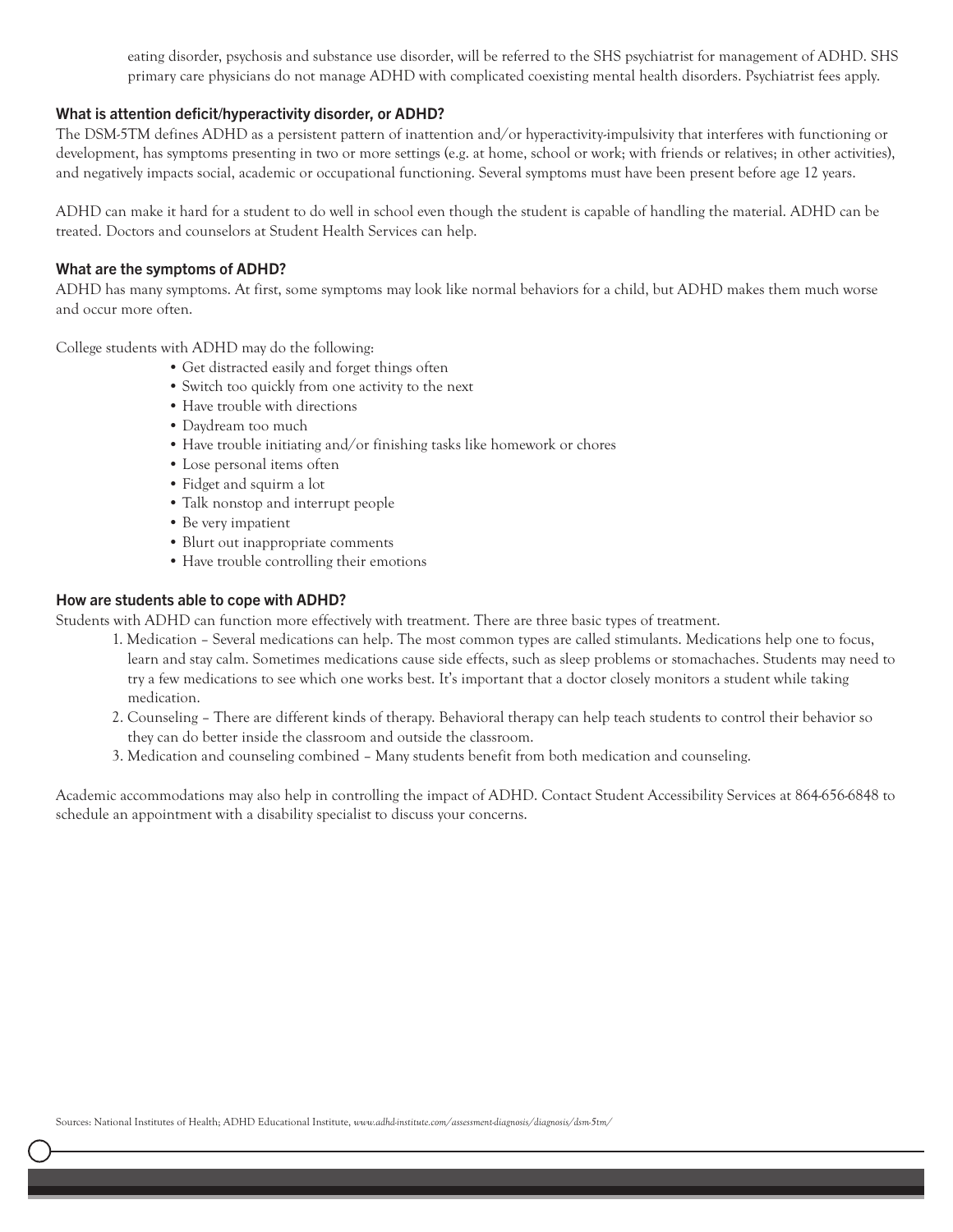eating disorder, psychosis and substance use disorder, will be referred to the SHS psychiatrist for management of ADHD. SHS primary care physicians do not manage ADHD with complicated coexisting mental health disorders. Psychiatrist fees apply.

### What is attention deficit/hyperactivity disorder, or ADHD?

The DSM-5TM defines ADHD as a persistent pattern of inattention and/or hyperactivity-impulsivity that interferes with functioning or development, has symptoms presenting in two or more settings (e.g. at home, school or work; with friends or relatives; in other activities), and negatively impacts social, academic or occupational functioning. Several symptoms must have been present before age 12 years.

ADHD can make it hard for a student to do well in school even though the student is capable of handling the material. ADHD can be treated. Doctors and counselors at Student Health Services can help.

### What are the symptoms of ADHD?

ADHD has many symptoms. At first, some symptoms may look like normal behaviors for a child, but ADHD makes them much worse and occur more often.

College students with ADHD may do the following:

- Get distracted easily and forget things often
- Switch too quickly from one activity to the next
- Have trouble with directions
- Daydream too much
- Have trouble initiating and/or finishing tasks like homework or chores
- Lose personal items often
- Fidget and squirm a lot
- Talk nonstop and interrupt people
- Be very impatient
- Blurt out inappropriate comments
- Have trouble controlling their emotions

### How are students able to cope with ADHD?

Students with ADHD can function more effectively with treatment. There are three basic types of treatment.

1. Medication – Several medications can help. The most common types are called stimulants. Medications help one to focus, learn and stay calm. Sometimes medications cause side effects, such as sleep problems or stomachaches. Students may need to try a few medications to see which one works best. It's important that a doctor closely monitors a student while taking medication.
2. Counseling – There are different kinds of therapy. Behavioral therapy can help teach students to control their behavior so they can do better inside the classroom and outside the classroom.
3. Medication and counseling combined – Many students benefit from both medication and counseling.

Academic accommodations may also help in controlling the impact of ADHD. Contact Student Accessibility Services at 864-656-6848 to schedule an appointment with a disability specialist to discuss your concerns.

Sources: National Institutes of Health; ADHD Educational Institute, *www.adhd-institute.com/assessment-diagnosis/diagnosis/dsm-5tm/*